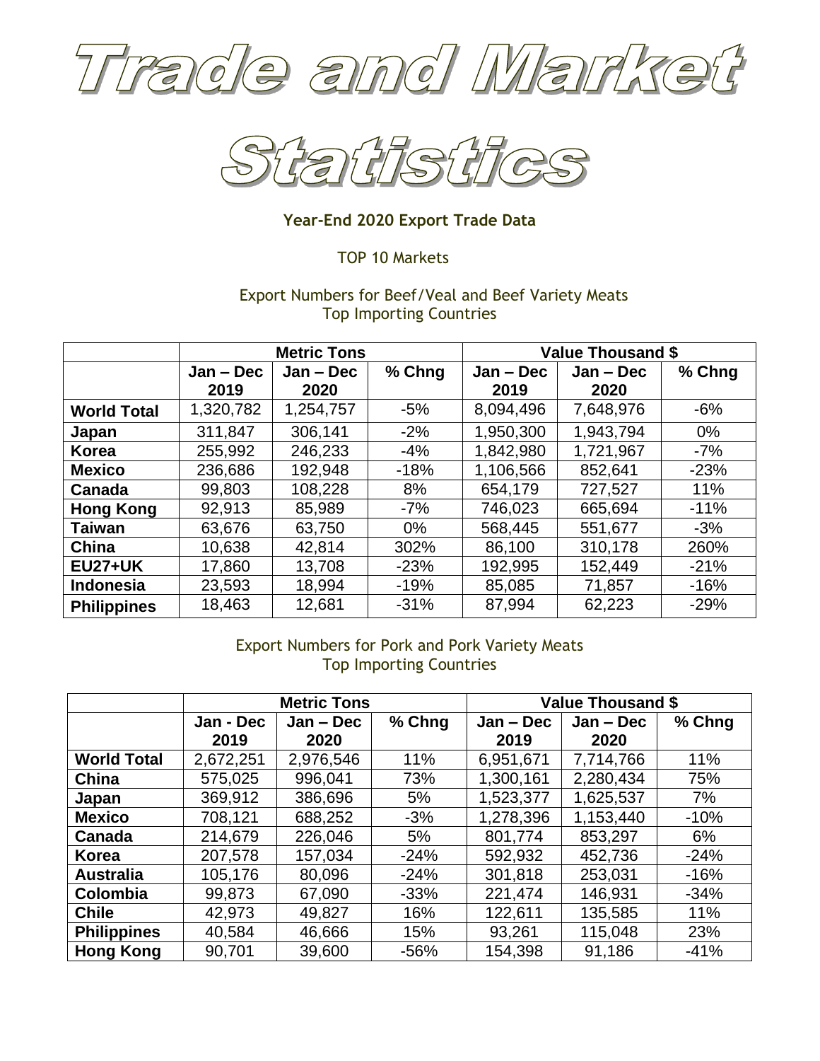# Trade and Market Statistics

## Year-End 2020 Export Trade Data

TOP 10 Markets

### Export Numbers for Beef/Veal and Beef Variety Meats
Top Importing Countries

| | Metric Tons | | | Value Thousand $ | | |
|---|---|---|---|---|---|---|
| | Jan – Dec 2019 | Jan – Dec 2020 | % Chng | Jan – Dec 2019 | Jan – Dec 2020 | % Chng |
| **World Total** | 1,320,782 | 1,254,757 | -5% | 8,094,496 | 7,648,976 | -6% |
| **Japan** | 311,847 | 306,141 | -2% | 1,950,300 | 1,943,794 | 0% |
| **Korea** | 255,992 | 246,233 | -4% | 1,842,980 | 1,721,967 | -7% |
| **Mexico** | 236,686 | 192,948 | -18% | 1,106,566 | 852,641 | -23% |
| **Canada** | 99,803 | 108,228 | 8% | 654,179 | 727,527 | 11% |
| **Hong Kong** | 92,913 | 85,989 | -7% | 746,023 | 665,694 | -11% |
| **Taiwan** | 63,676 | 63,750 | 0% | 568,445 | 551,677 | -3% |
| **China** | 10,638 | 42,814 | 302% | 86,100 | 310,178 | 260% |
| **EU27+UK** | 17,860 | 13,708 | -23% | 192,995 | 152,449 | -21% |
| **Indonesia** | 23,593 | 18,994 | -19% | 85,085 | 71,857 | -16% |
| **Philippines** | 18,463 | 12,681 | -31% | 87,994 | 62,223 | -29% |

### Export Numbers for Pork and Pork Variety Meats
Top Importing Countries

| | Metric Tons | | | Value Thousand $ | | |
|---|---|---|---|---|---|---|
| | Jan - Dec 2019 | Jan – Dec 2020 | % Chng | Jan – Dec 2019 | Jan – Dec 2020 | % Chng |
| **World Total** | 2,672,251 | 2,976,546 | 11% | 6,951,671 | 7,714,766 | 11% |
| **China** | 575,025 | 996,041 | 73% | 1,300,161 | 2,280,434 | 75% |
| **Japan** | 369,912 | 386,696 | 5% | 1,523,377 | 1,625,537 | 7% |
| **Mexico** | 708,121 | 688,252 | -3% | 1,278,396 | 1,153,440 | -10% |
| **Canada** | 214,679 | 226,046 | 5% | 801,774 | 853,297 | 6% |
| **Korea** | 207,578 | 157,034 | -24% | 592,932 | 452,736 | -24% |
| **Australia** | 105,176 | 80,096 | -24% | 301,818 | 253,031 | -16% |
| **Colombia** | 99,873 | 67,090 | -33% | 221,474 | 146,931 | -34% |
| **Chile** | 42,973 | 49,827 | 16% | 122,611 | 135,585 | 11% |
| **Philippines** | 40,584 | 46,666 | 15% | 93,261 | 115,048 | 23% |
| **Hong Kong** | 90,701 | 39,600 | -56% | 154,398 | 91,186 | -41% |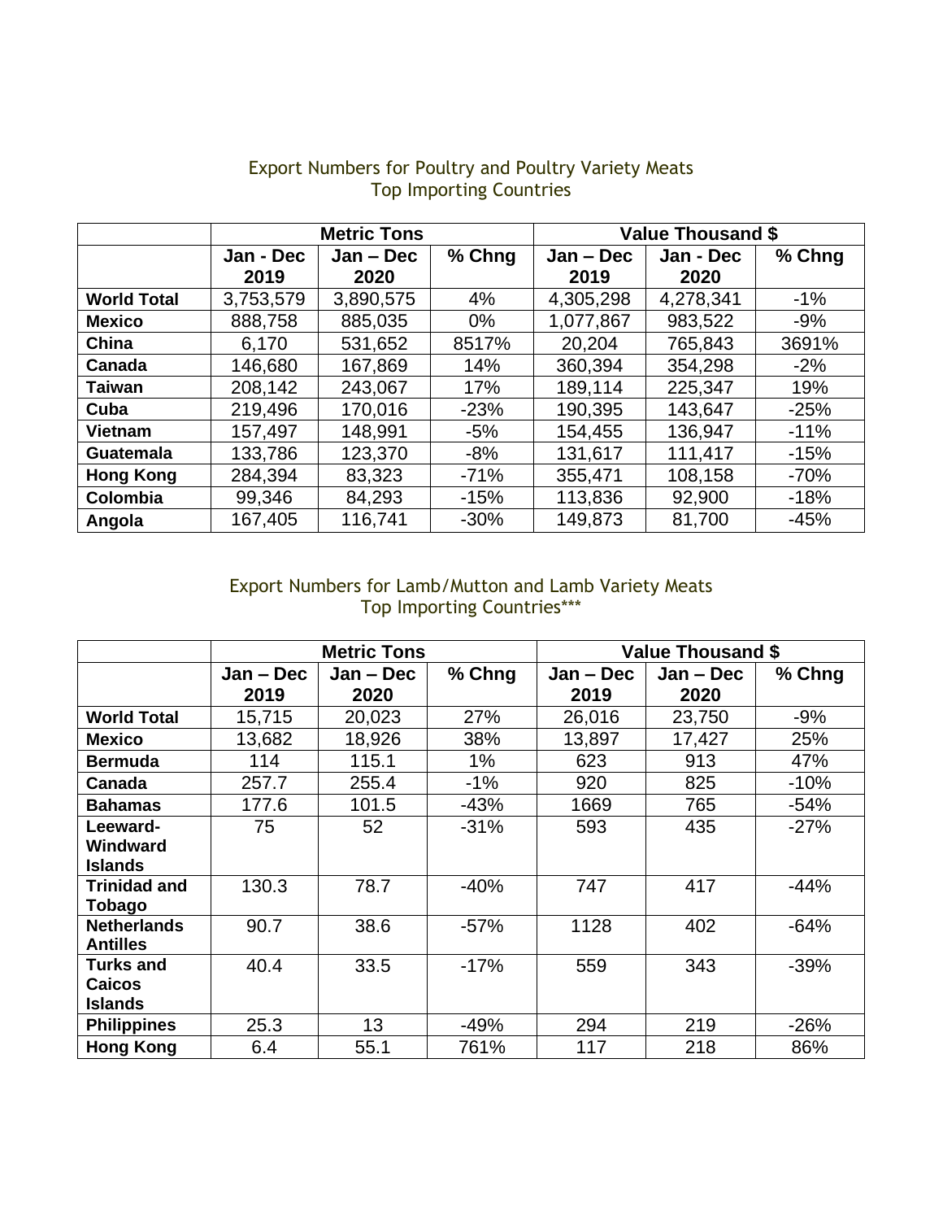Export Numbers for Poultry and Poultry Variety Meats
Top Importing Countries

| | Metric Tons | | | Value Thousand $ | | |
|---|---|---|---|---|---|---|
| | Jan - Dec 2019 | Jan – Dec 2020 | % Chng | Jan – Dec 2019 | Jan - Dec 2020 | % Chng |
| **World Total** | 3,753,579 | 3,890,575 | 4% | 4,305,298 | 4,278,341 | -1% |
| **Mexico** | 888,758 | 885,035 | 0% | 1,077,867 | 983,522 | -9% |
| **China** | 6,170 | 531,652 | 8517% | 20,204 | 765,843 | 3691% |
| **Canada** | 146,680 | 167,869 | 14% | 360,394 | 354,298 | -2% |
| **Taiwan** | 208,142 | 243,067 | 17% | 189,114 | 225,347 | 19% |
| **Cuba** | 219,496 | 170,016 | -23% | 190,395 | 143,647 | -25% |
| **Vietnam** | 157,497 | 148,991 | -5% | 154,455 | 136,947 | -11% |
| **Guatemala** | 133,786 | 123,370 | -8% | 131,617 | 111,417 | -15% |
| **Hong Kong** | 284,394 | 83,323 | -71% | 355,471 | 108,158 | -70% |
| **Colombia** | 99,346 | 84,293 | -15% | 113,836 | 92,900 | -18% |
| **Angola** | 167,405 | 116,741 | -30% | 149,873 | 81,700 | -45% |

Export Numbers for Lamb/Mutton and Lamb Variety Meats
Top Importing Countries***

| | Metric Tons | | | Value Thousand $ | | |
|---|---|---|---|---|---|---|
| | Jan – Dec 2019 | Jan – Dec 2020 | % Chng | Jan – Dec 2019 | Jan – Dec 2020 | % Chng |
| **World Total** | 15,715 | 20,023 | 27% | 26,016 | 23,750 | -9% |
| **Mexico** | 13,682 | 18,926 | 38% | 13,897 | 17,427 | 25% |
| **Bermuda** | 114 | 115.1 | 1% | 623 | 913 | 47% |
| **Canada** | 257.7 | 255.4 | -1% | 920 | 825 | -10% |
| **Bahamas** | 177.6 | 101.5 | -43% | 1669 | 765 | -54% |
| **Leeward-Windward Islands** | 75 | 52 | -31% | 593 | 435 | -27% |
| **Trinidad and Tobago** | 130.3 | 78.7 | -40% | 747 | 417 | -44% |
| **Netherlands Antilles** | 90.7 | 38.6 | -57% | 1128 | 402 | -64% |
| **Turks and Caicos Islands** | 40.4 | 33.5 | -17% | 559 | 343 | -39% |
| **Philippines** | 25.3 | 13 | -49% | 294 | 219 | -26% |
| **Hong Kong** | 6.4 | 55.1 | 761% | 117 | 218 | 86% |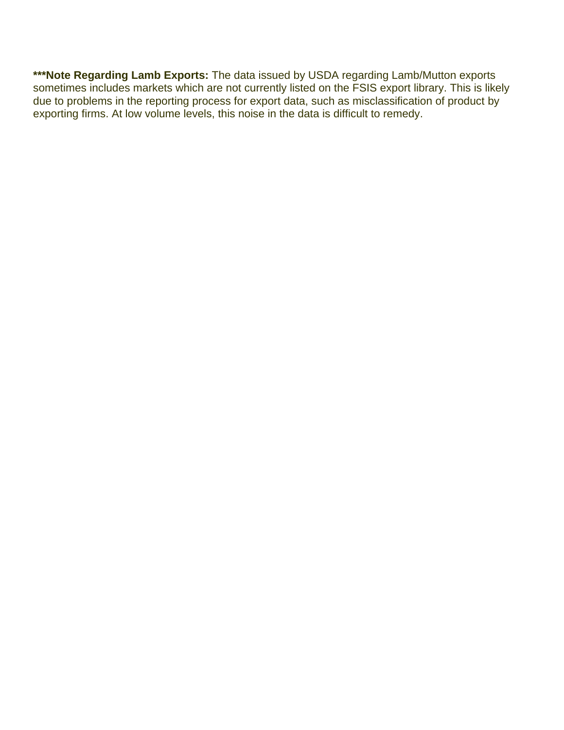**\*\*\*Note Regarding Lamb Exports:** The data issued by USDA regarding Lamb/Mutton exports sometimes includes markets which are not currently listed on the FSIS export library. This is likely due to problems in the reporting process for export data, such as misclassification of product by exporting firms. At low volume levels, this noise in the data is difficult to remedy.